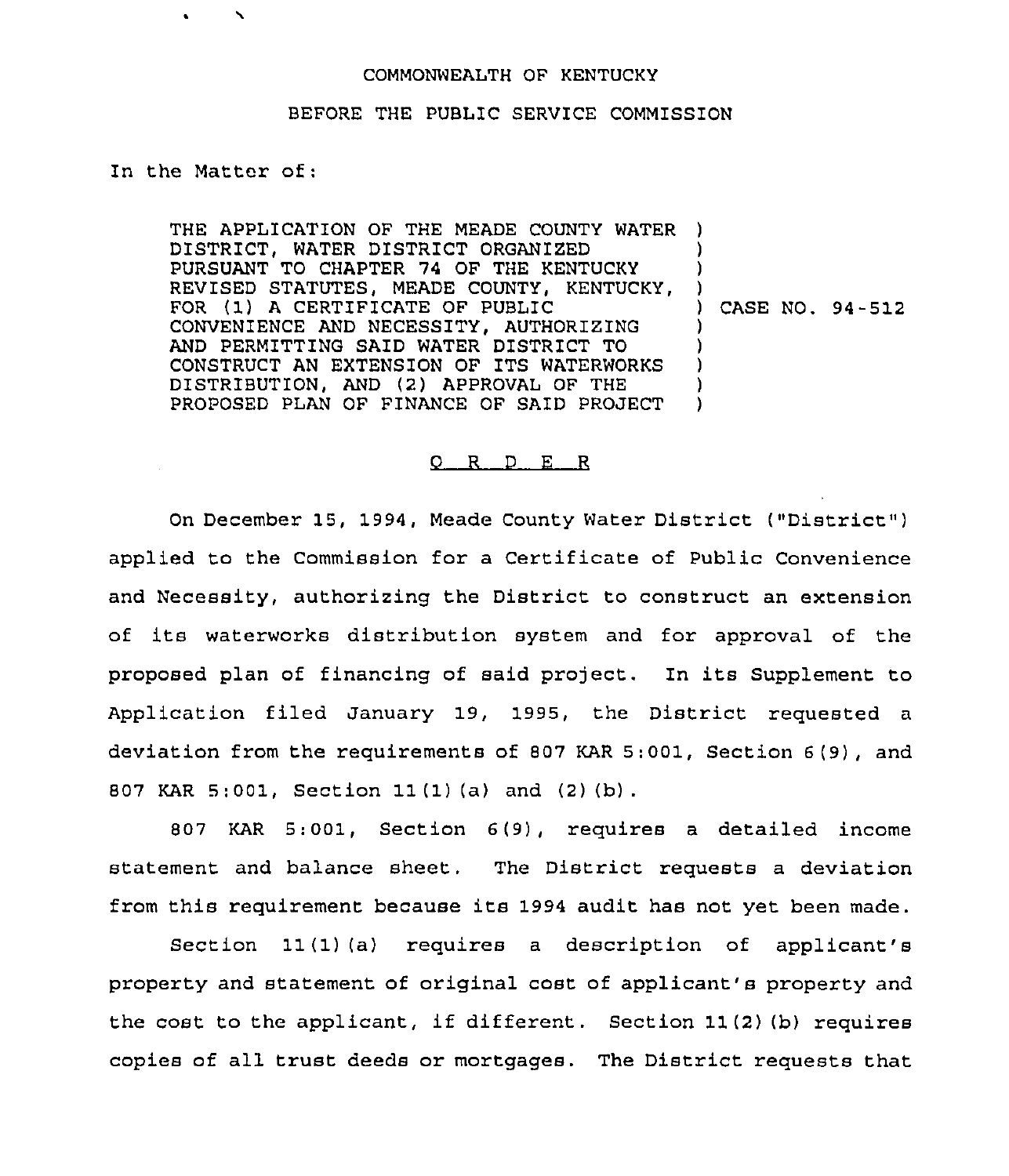COMMONWEALTH OF KENTUCKY

BEFORE THE PUBLIC SERVICE COMMISSION

In the Matter of:

THE APPLICATION OF THE MEADE COUNTY WATER DISTRICT, WATER DISTRICT ORGANIZED PURSUANT TO CHAPTER 74 OF THE KENTUCKY REVISED STATUTES, MEADE COUNTY, KENTUCKY, FOR (1) A CERTIFICATE OF PUBLIC CONVENIENCE AND NECESSITY, AUTHORIZING AND PERMITTING SAID WATER DISTRICT TO CONSTRUCT AN EXTENSION OF ITS WATERWORKS DISTRIBUTION, AND (2) APPROVAL OF THE PROPOSED PLAN OF FINANCE OF SAID PROJECT ) CASE NO. 94-512

O R D E R

On December 15, 1994, Meade County Water District ("District") applied to the Commission for a Certificate of Public Convenience and Necessity, authorizing the District to construct an extension of its waterworks distribution system and for approval of the proposed plan of financing of said project. In its Supplement to Application filed January 19, 1995, the District requested a deviation from the requirements of 807 KAR 5:001, Section 6(9), and 807 KAR 5:001, Section 11(1)(a) and (2)(b).

807 KAR 5:001, Section 6(9), requires a detailed income statement and balance sheet. The District requests a deviation from this requirement because its 1994 audit has not yet been made.

Section 11(1)(a) requires a description of applicant's property and statement of original cost of applicant's property and the cost to the applicant, if different. Section 11(2)(b) requires copies of all trust deeds or mortgages. The District requests that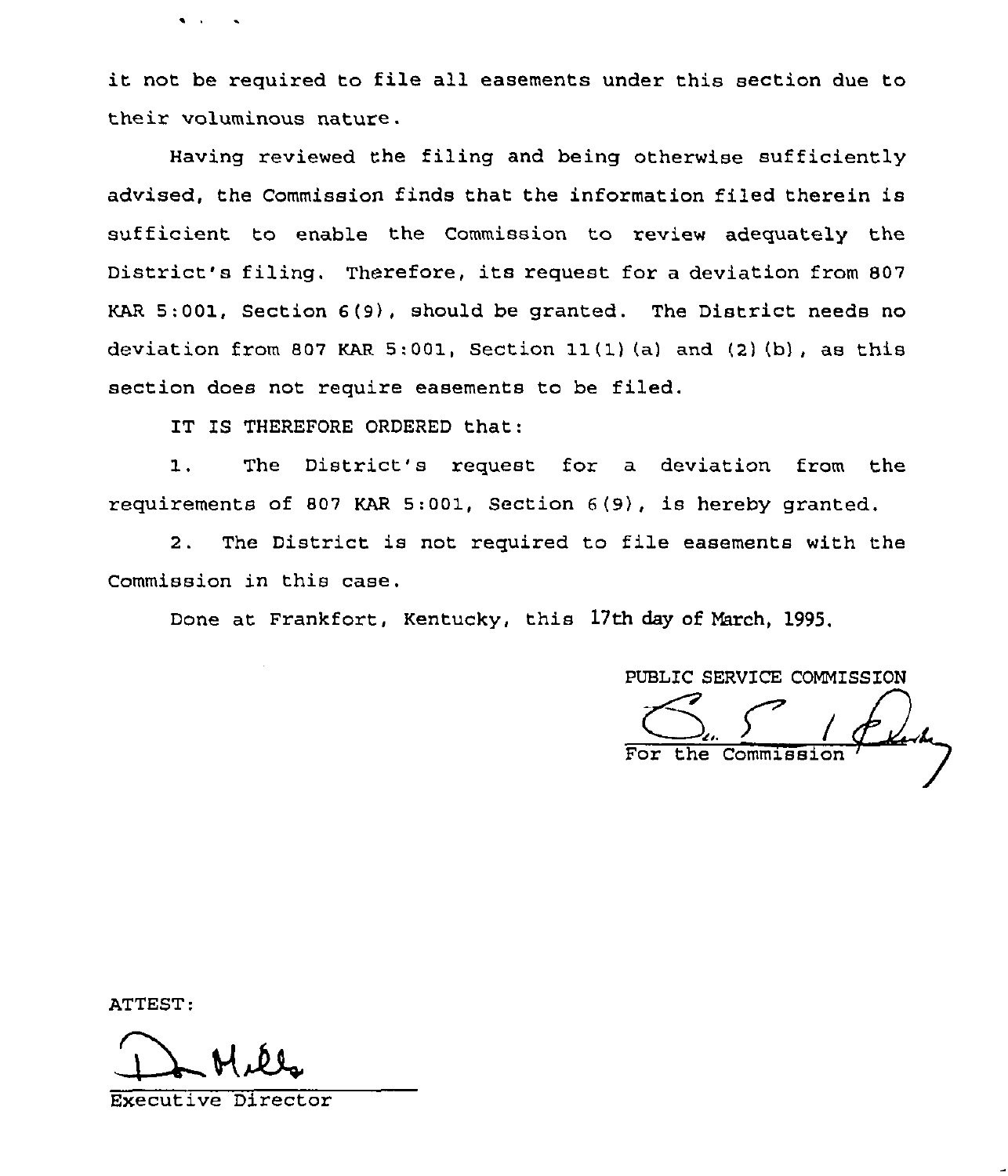it not be required to file all easements under this section due to their voluminous nature.

Having reviewed the filing and being otherwise sufficiently advised, the Commission finds that the information filed therein is sufficient to enable the Commission to review adequately the District's filing. Therefore, its request for a deviation from 807 KAR 5:001, Section 6(9), should be granted. The District needs no deviation from 807 KAR 5:001, Section 11(1)(a) and (2)(b), as this section does not require easements to be filed.

IT IS THEREFORE ORDERED that:

1. The District's request for a deviation from the requirements of 807 KAR 5:001, Section 6(9), is hereby granted.

2. The District is not required to file easements with the Commission in this case.

Done at Frankfort, Kentucky, this 17th day of March, 1995.

PUBLIC SERVICE COMMISSION

For the Commission

ATTEST:

Executive Director